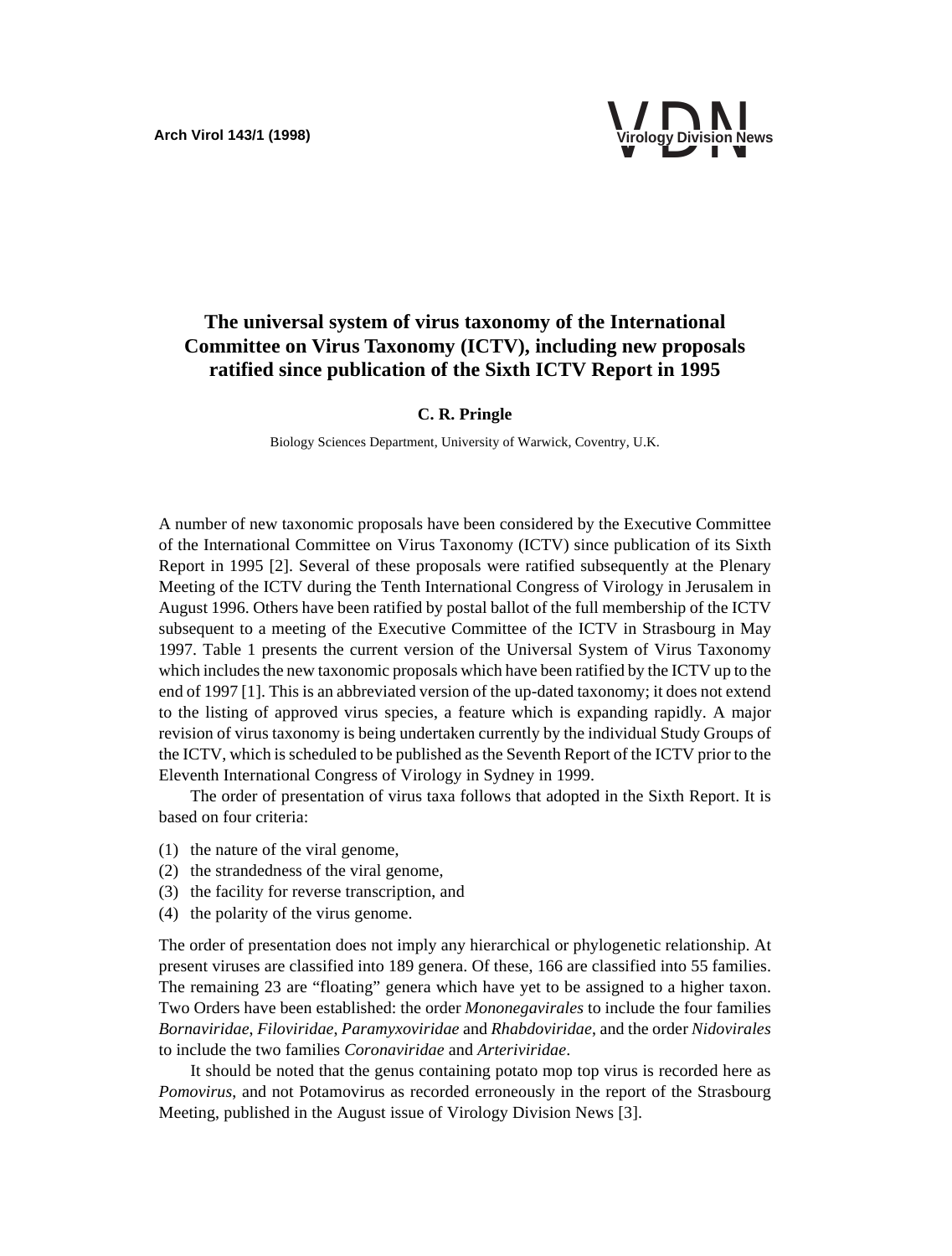# The universal system of virus taxonomy of the International Committee on Virus Taxonomy (ICTV), including new proposals ratified since publication of the Sixth ICTV Report in 1995

**C. R. Pringle**

Biology Sciences Department, University of Warwick, Coventry, U.K.

A number of new taxonomic proposals have been considered by the Executive Committee of the International Committee on Virus Taxonomy (ICTV) since publication of its Sixth Report in 1995 [2]. Several of these proposals were ratified subsequently at the Plenary Meeting of the ICTV during the Tenth International Congress of Virology in Jerusalem in August 1996. Others have been ratified by postal ballot of the full membership of the ICTV subsequent to a meeting of the Executive Committee of the ICTV in Strasbourg in May 1997. Table 1 presents the current version of the Universal System of Virus Taxonomy which includes the new taxonomic proposals which have been ratified by the ICTV up to the end of 1997 [1]. This is an abbreviated version of the up-dated taxonomy; it does not extend to the listing of approved virus species, a feature which is expanding rapidly. A major revision of virus taxonomy is being undertaken currently by the individual Study Groups of the ICTV, which is scheduled to be published as the Seventh Report of the ICTV prior to the Eleventh International Congress of Virology in Sydney in 1999.

The order of presentation of virus taxa follows that adopted in the Sixth Report. It is based on four criteria:

(1) the nature of the viral genome,
(2) the strandedness of the viral genome,
(3) the facility for reverse transcription, and
(4) the polarity of the virus genome.

The order of presentation does not imply any hierarchical or phylogenetic relationship. At present viruses are classified into 189 genera. Of these, 166 are classified into 55 families. The remaining 23 are "floating" genera which have yet to be assigned to a higher taxon. Two Orders have been established: the order *Mononegavirales* to include the four families *Bornaviridae*, *Filoviridae*, *Paramyxoviridae* and *Rhabdoviridae*, and the order *Nidovirales* to include the two families *Coronaviridae* and *Arteriviridae*.

It should be noted that the genus containing potato mop top virus is recorded here as *Pomovirus*, and not Potamovirus as recorded erroneously in the report of the Strasbourg Meeting, published in the August issue of Virology Division News [3].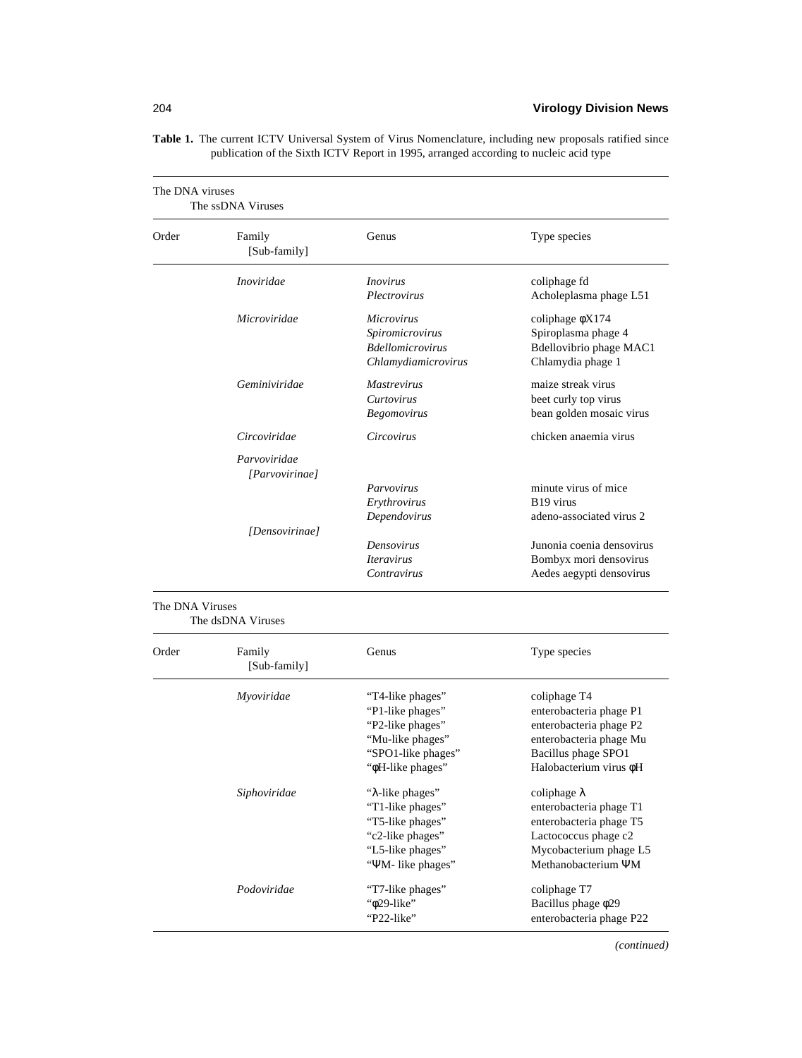**Table 1.** The current ICTV Universal System of Virus Nomenclature, including new proposals ratified since publication of the Sixth ICTV Report in 1995, arranged according to nucleic acid type

The DNA viruses
The ssDNA Viruses

| Order | Family [Sub-family] | Genus | Type species |
|---|---|---|---|
| | *Inoviridae* | *Inovirus* | coliphage fd |
| | | *Plectrovirus* | Acholeplasma phage L51 |
| | *Microviridae* | *Microvirus* | coliphage φX174 |
| | | *Spiromicrovirus* | Spiroplasma phage 4 |
| | | *Bdellomicrovirus* | Bdellovibrio phage MAC1 |
| | | *Chlamydiamicrovirus* | Chlamydia phage 1 |
| | *Geminiviridae* | *Mastrevirus* | maize streak virus |
| | | *Curtovirus* | beet curly top virus |
| | | *Begomovirus* | bean golden mosaic virus |
| | *Circoviridae* | *Circovirus* | chicken anaemia virus |
| | *Parvoviridae* | | |
| | *[Parvovirinae]* | | |
| | | *Parvovirus* | minute virus of mice |
| | | *Erythrovirus* | B19 virus |
| | | *Dependovirus* | adeno-associated virus 2 |
| | *[Densovirinae]* | | |
| | | *Densovirus* | Junonia coenia densovirus |
| | | *Iteravirus* | Bombyx mori densovirus |
| | | *Contravirus* | Aedes aegypti densovirus |

The DNA Viruses
The dsDNA Viruses

| Order | Family [Sub-family] | Genus | Type species |
|---|---|---|---|
| | *Myoviridae* | "T4-like phages" | coliphage T4 |
| | | "P1-like phages" | enterobacteria phage P1 |
| | | "P2-like phages" | enterobacteria phage P2 |
| | | "Mu-like phages" | enterobacteria phage Mu |
| | | "SPO1-like phages" | Bacillus phage SPO1 |
| | | "φH-like phages" | Halobacterium virus φH |
| | *Siphoviridae* | "λ-like phages" | coliphage λ |
| | | "T1-like phages" | enterobacteria phage T1 |
| | | "T5-like phages" | enterobacteria phage T5 |
| | | "c2-like phages" | Lactococcus phage c2 |
| | | "L5-like phages" | Mycobacterium phage L5 |
| | | "ΨM- like phages" | Methanobacterium ΨM |
| | *Podoviridae* | "T7-like phages" | coliphage T7 |
| | | "φ29-like" | Bacillus phage φ29 |
| | | "P22-like" | enterobacteria phage P22 |

*(continued)*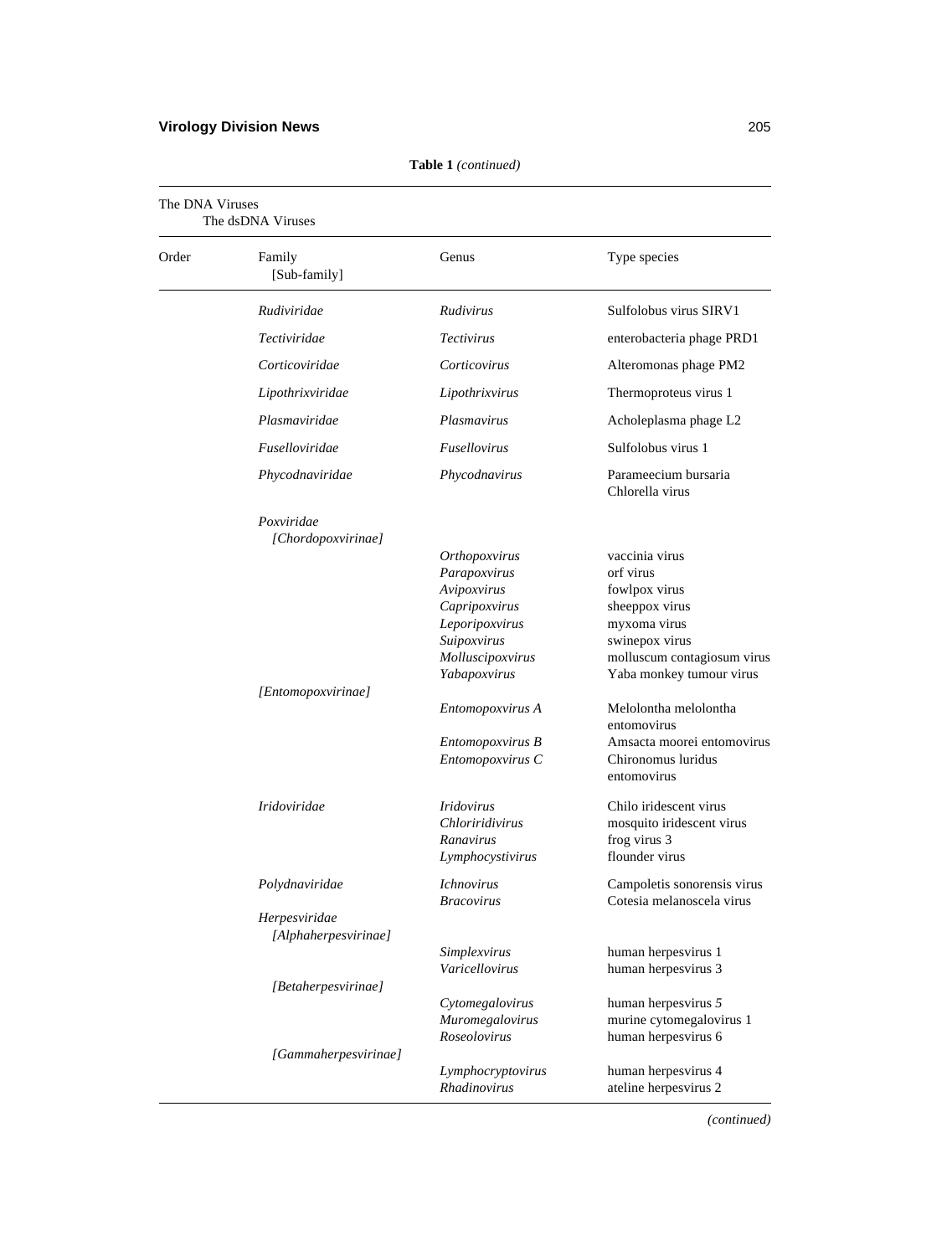**Table 1** *(continued)*

The DNA Viruses
The dsDNA Viruses

| Order | Family [Sub-family] | Genus | Type species |
|---|---|---|---|
| | *Rudiviridae* | *Rudivirus* | Sulfolobus virus SIRV1 |
| | *Tectiviridae* | *Tectivirus* | enterobacteria phage PRD1 |
| | *Corticoviridae* | *Corticovirus* | Alteromonas phage PM2 |
| | *Lipothrixviridae* | *Lipothrixvirus* | Thermoproteus virus 1 |
| | *Plasmaviridae* | *Plasmavirus* | Acholeplasma phage L2 |
| | *Fuselloviridae* | *Fusellovirus* | Sulfolobus virus 1 |
| | *Phycodnaviridae* | *Phycodnavirus* | Parameecium bursaria Chlorella virus |
| | *Poxviridae* | | |
| | *[Chordopoxvirinae]* | | |
| | | *Orthopoxvirus* | vaccinia virus |
| | | *Parapoxvirus* | orf virus |
| | | *Avipoxvirus* | fowlpox virus |
| | | *Capripoxvirus* | sheeppox virus |
| | | *Leporipoxvirus* | myxoma virus |
| | | *Suipoxvirus* | swinepox virus |
| | | *Molluscipoxvirus* | molluscum contagiosum virus |
| | | *Yabapoxvirus* | Yaba monkey tumour virus |
| | *[Entomopoxvirinae]* | | |
| | | *Entomopoxvirus A* | Melolontha melolontha entomovirus |
| | | *Entomopoxvirus B* | Amsacta moorei entomovirus |
| | | *Entomopoxvirus C* | Chironomus luridus entomovirus |
| | *Iridoviridae* | *Iridovirus* | Chilo iridescent virus |
| | | *Chloriridivirus* | mosquito iridescent virus |
| | | *Ranavirus* | frog virus 3 |
| | | *Lymphocystivirus* | flounder virus |
| | *Polydnaviridae* | *Ichnovirus* | Campoletis sonorensis virus |
| | | *Bracovirus* | Cotesia melanoscela virus |
| | *Herpesviridae* | | |
| | *[Alphaherpesvirinae]* | | |
| | | *Simplexvirus* | human herpesvirus 1 |
| | | *Varicellovirus* | human herpesvirus 3 |
| | *[Betaherpesvirinae]* | | |
| | | *Cytomegalovirus* | human herpesvirus 5 |
| | | *Muromegalovirus* | murine cytomegalovirus 1 |
| | | *Roseolovirus* | human herpesvirus 6 |
| | *[Gammaherpesvirinae]* | | |
| | | *Lymphocryptovirus* | human herpesvirus 4 |
| | | *Rhadinovirus* | ateline herpesvirus 2 |

*(continued)*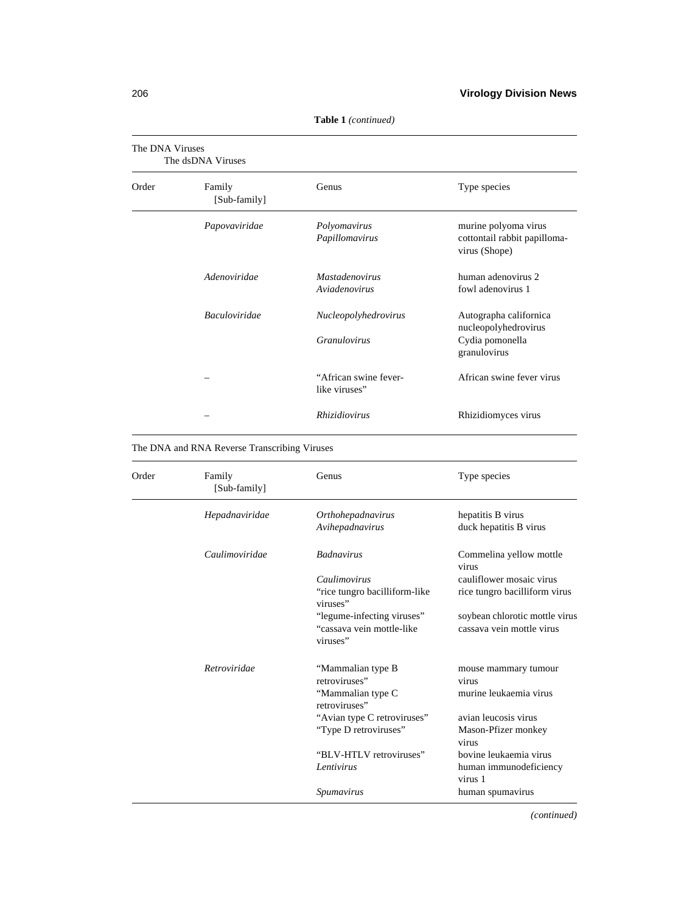**Table 1** *(continued)*

The DNA Viruses

The dsDNA Viruses

| Order | Family [Sub-family] | Genus | Type species |
|---|---|---|---|
| | *Papovaviridae* | *Polyomavirus* | murine polyoma virus |
| | | *Papillomavirus* | cottontail rabbit papilloma-virus (Shope) |
| | *Adenoviridae* | *Mastadenovirus* | human adenovirus 2 |
| | | *Aviadenovirus* | fowl adenovirus 1 |
| | *Baculoviridae* | *Nucleopolyhedrovirus* | Autographa californica nucleopolyhedrovirus |
| | | *Granulovirus* | Cydia pomonella granulovirus |
| | – | "African swine fever-like viruses" | African swine fever virus |
| | – | *Rhizidiovirus* | Rhizidiomyces virus |

The DNA and RNA Reverse Transcribing Viruses

| Order | Family [Sub-family] | Genus | Type species |
|---|---|---|---|
| | *Hepadnaviridae* | *Orthohepadnavirus* | hepatitis B virus |
| | | *Avihepadnavirus* | duck hepatitis B virus |
| | *Caulimoviridae* | *Badnavirus* | Commelina yellow mottle virus |
| | | *Caulimovirus* | cauliflower mosaic virus |
| | | "rice tungro bacilliform-like viruses" | rice tungro bacilliform virus |
| | | "legume-infecting viruses" | soybean chlorotic mottle virus |
| | | "cassava vein mottle-like viruses" | cassava vein mottle virus |
| | *Retroviridae* | "Mammalian type B retroviruses" | mouse mammary tumour virus |
| | | "Mammalian type C retroviruses" | murine leukaemia virus |
| | | "Avian type C retroviruses" | avian leucosis virus |
| | | "Type D retroviruses" | Mason-Pfizer monkey virus |
| | | "BLV-HTLV retroviruses" | bovine leukaemia virus |
| | | *Lentivirus* | human immunodeficiency virus 1 |
| | | *Spumavirus* | human spumavirus |

*(continued)*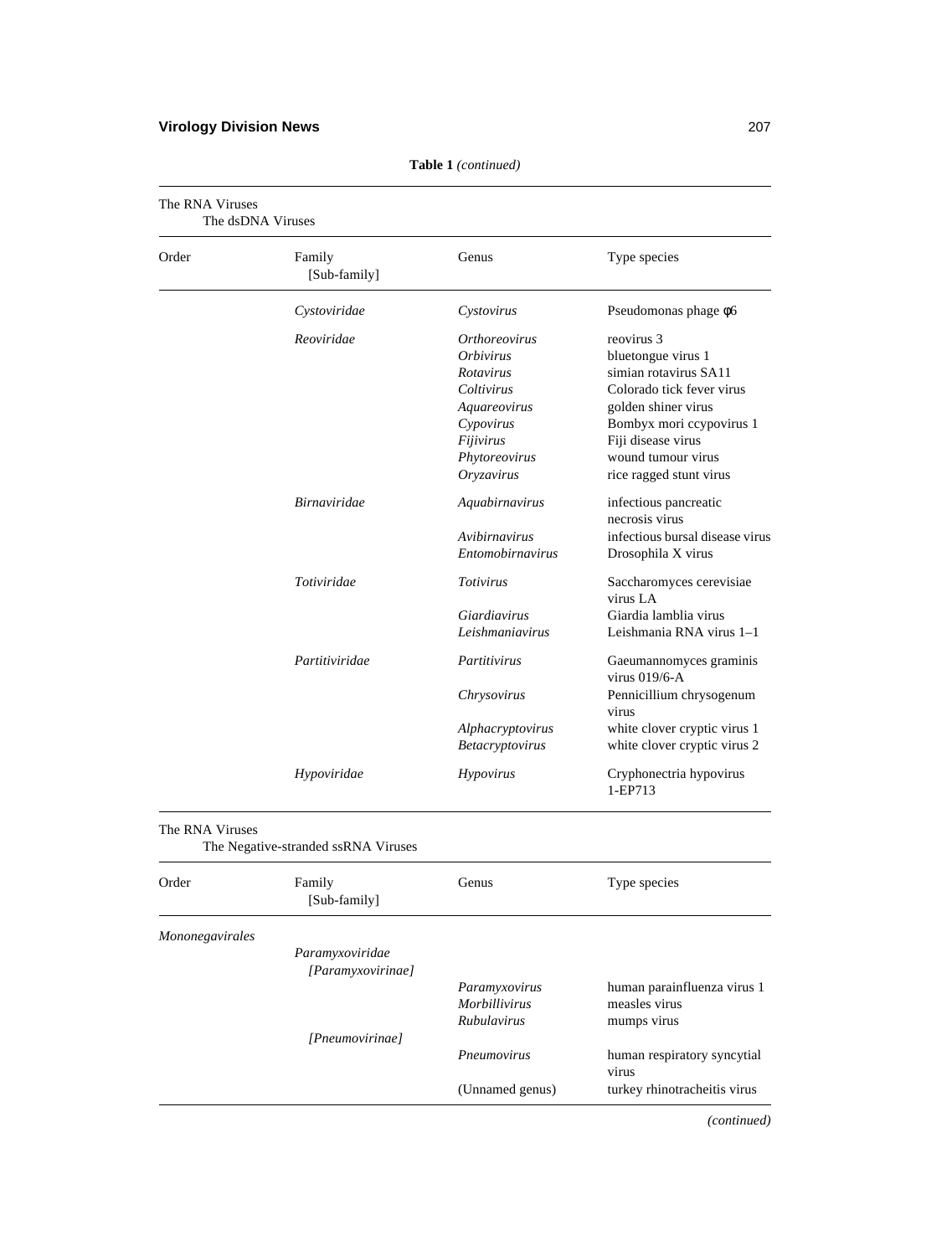**Table 1** *(continued)*

The RNA Viruses
The dsDNA Viruses

| Order | Family [Sub-family] | Genus | Type species |
|---|---|---|---|
| | *Cystoviridae* | *Cystovirus* | Pseudomonas phage φ6 |
| | *Reoviridae* | *Orthoreovirus* | reovirus 3 |
| | | *Orbivirus* | bluetongue virus 1 |
| | | *Rotavirus* | simian rotavirus SA11 |
| | | *Coltivirus* | Colorado tick fever virus |
| | | *Aquareovirus* | golden shiner virus |
| | | *Cypovirus* | Bombyx mori ccypovirus 1 |
| | | *Fijivirus* | Fiji disease virus |
| | | *Phytoreovirus* | wound tumour virus |
| | | *Oryzavirus* | rice ragged stunt virus |
| | *Birnaviridae* | *Aquabirnavirus* | infectious pancreatic necrosis virus |
| | | *Avibirnavirus* | infectious bursal disease virus |
| | | *Entomobirnavirus* | Drosophila X virus |
| | *Totiviridae* | *Totivirus* | Saccharomyces cerevisiae virus LA |
| | | *Giardiavirus* | Giardia lamblia virus |
| | | *Leishmaniavirus* | Leishmania RNA virus 1–1 |
| | *Partitiviridae* | *Partitivirus* | Gaeumannomyces graminis virus 019/6-A |
| | | *Chrysovirus* | Pennicillium chrysogenum virus |
| | | *Alphacryptovirus* | white clover cryptic virus 1 |
| | | *Betacryptovirus* | white clover cryptic virus 2 |
| | *Hypoviridae* | *Hypovirus* | Cryphonectria hypovirus 1-EP713 |

The RNA Viruses
The Negative-stranded ssRNA Viruses

| Order | Family [Sub-family] | Genus | Type species |
|---|---|---|---|
| *Mononegavirales* | | | |
| | *Paramyxoviridae* *[Paramyxovirinae]* | | |
| | | *Paramyxovirus* | human parainfluenza virus 1 |
| | | *Morbillivirus* | measles virus |
| | | *Rubulavirus* | mumps virus |
| | *[Pneumovirinae]* | | |
| | | *Pneumovirus* | human respiratory syncytial virus |
| | | (Unnamed genus) | turkey rhinotracheitis virus |

*(continued)*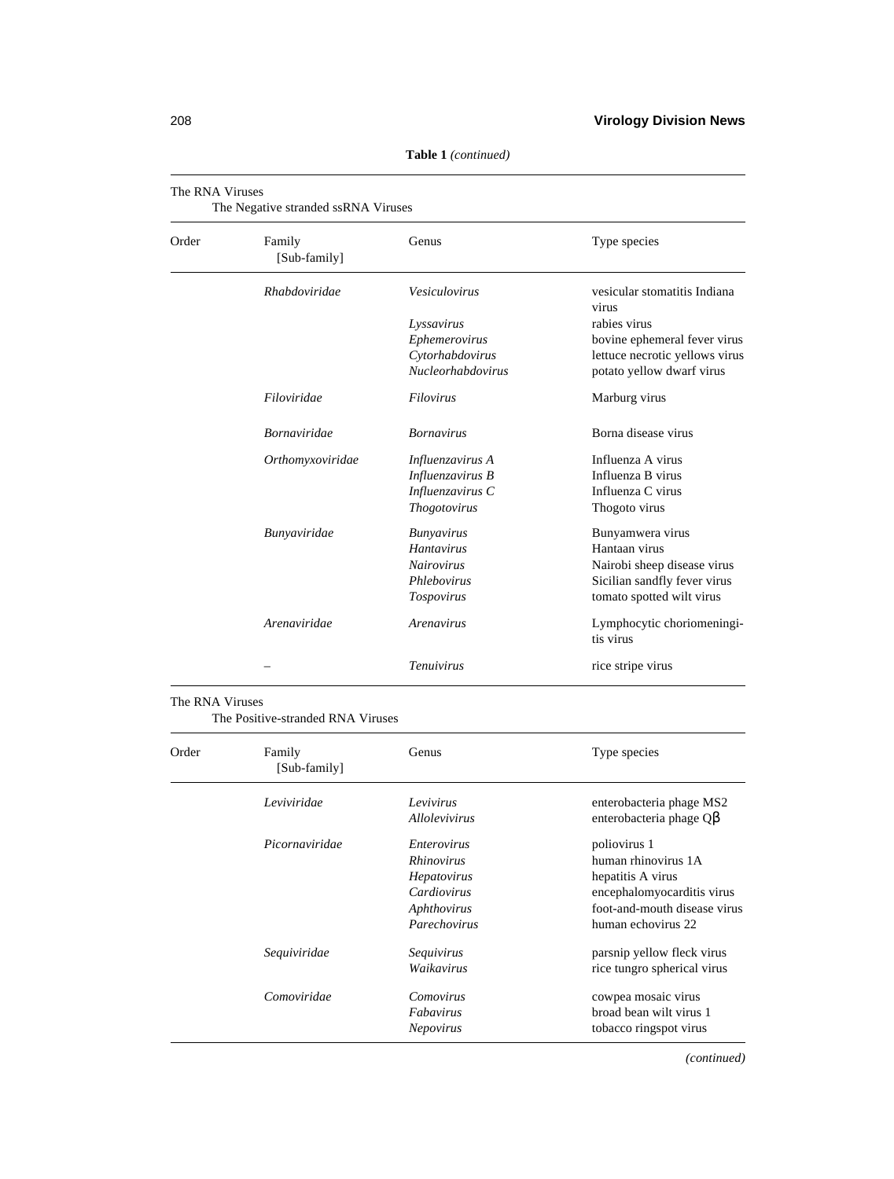**Table 1** *(continued)*

The RNA Viruses

The Negative stranded ssRNA Viruses

| Order | Family [Sub-family] | Genus | Type species |
|---|---|---|---|
| | *Rhabdoviridae* | *Vesiculovirus* | vesicular stomatitis Indiana virus |
| | | *Lyssavirus* | rabies virus |
| | | *Ephemerovirus* | bovine ephemeral fever virus |
| | | *Cytorhabdovirus* | lettuce necrotic yellows virus |
| | | *Nucleorhabdovirus* | potato yellow dwarf virus |
| | *Filoviridae* | *Filovirus* | Marburg virus |
| | *Bornaviridae* | *Bornavirus* | Borna disease virus |
| | *Orthomyxoviridae* | *Influenzavirus A* | Influenza A virus |
| | | *Influenzavirus B* | Influenza B virus |
| | | *Influenzavirus C* | Influenza C virus |
| | | *Thogotovirus* | Thogoto virus |
| | *Bunyaviridae* | *Bunyavirus* | Bunyamwera virus |
| | | *Hantavirus* | Hantaan virus |
| | | *Nairovirus* | Nairobi sheep disease virus |
| | | *Phlebovirus* | Sicilian sandfly fever virus |
| | | *Tospovirus* | tomato spotted wilt virus |
| | *Arenaviridae* | *Arenavirus* | Lymphocytic choriomeningitis virus |
| | – | *Tenuivirus* | rice stripe virus |

The RNA Viruses

The Positive-stranded RNA Viruses

| Order | Family [Sub-family] | Genus | Type species |
|---|---|---|---|
| | *Leviviridae* | *Levivirus* | enterobacteria phage MS2 |
| | | *Allolevivirus* | enterobacteria phage Qβ |
| | *Picornaviridae* | *Enterovirus* | poliovirus 1 |
| | | *Rhinovirus* | human rhinovirus 1A |
| | | *Hepatovirus* | hepatitis A virus |
| | | *Cardiovirus* | encephalomyocarditis virus |
| | | *Aphthovirus* | foot-and-mouth disease virus |
| | | *Parechovirus* | human echovirus 22 |
| | *Sequiviridae* | *Sequivirus* | parsnip yellow fleck virus |
| | | *Waikavirus* | rice tungro spherical virus |
| | *Comoviridae* | *Comovirus* | cowpea mosaic virus |
| | | *Fabavirus* | broad bean wilt virus 1 |
| | | *Nepovirus* | tobacco ringspot virus |

*(continued)*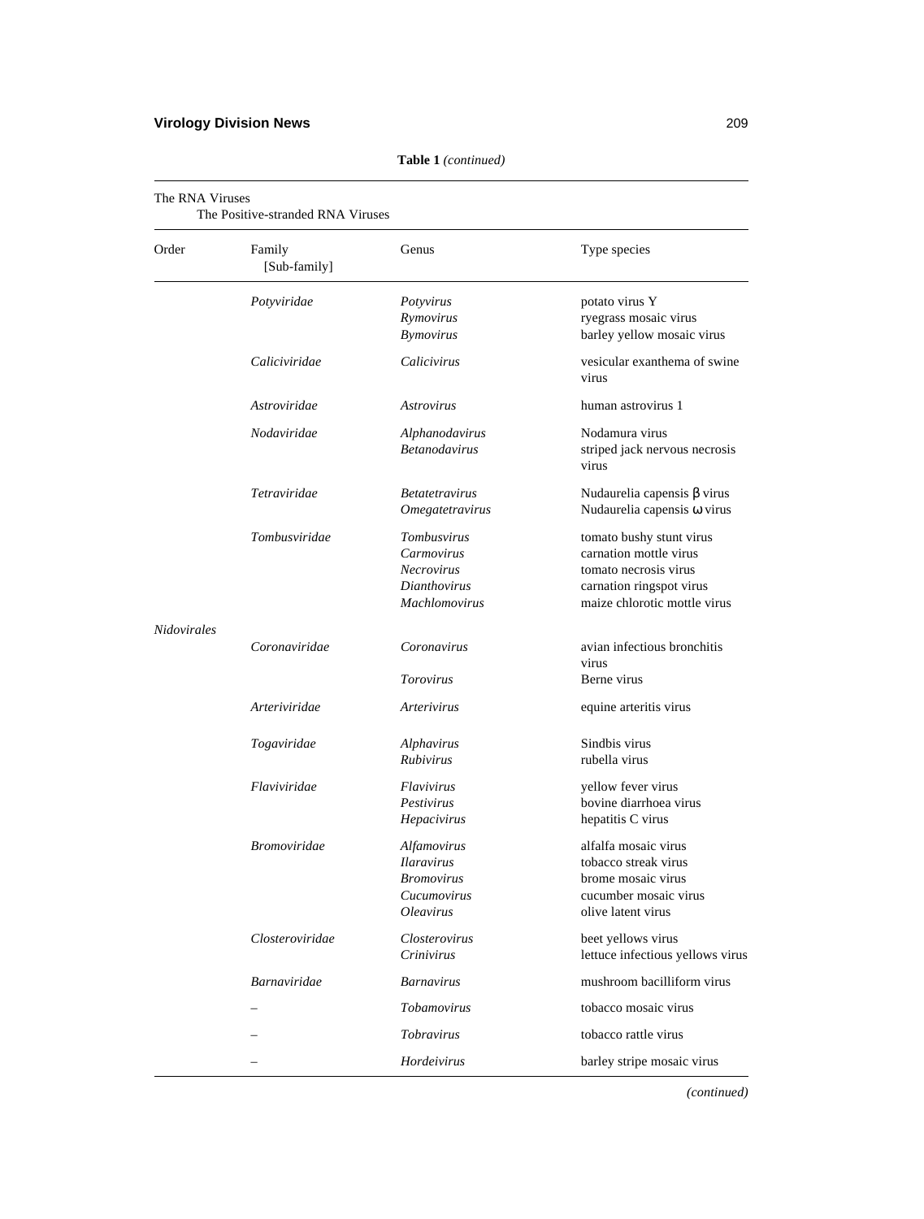**Table 1** *(continued)*

The RNA Viruses
The Positive-stranded RNA Viruses

| Order | Family [Sub-family] | Genus | Type species |
|---|---|---|---|
| | *Potyviridae* | *Potyvirus* | potato virus Y |
| | | *Rymovirus* | ryegrass mosaic virus |
| | | *Bymovirus* | barley yellow mosaic virus |
| | *Caliciviridae* | *Calicivirus* | vesicular exanthema of swine virus |
| | *Astroviridae* | *Astrovirus* | human astrovirus 1 |
| | *Nodaviridae* | *Alphanodavirus* | Nodamura virus |
| | | *Betanodavirus* | striped jack nervous necrosis virus |
| | *Tetraviridae* | *Betatetravirus* | Nudaurelia capensis β virus |
| | | *Omegatetravirus* | Nudaurelia capensis ω virus |
| | *Tombusviridae* | *Tombusvirus* | tomato bushy stunt virus |
| | | *Carmovirus* | carnation mottle virus |
| | | *Necrovirus* | tomato necrosis virus |
| | | *Dianthovirus* | carnation ringspot virus |
| | | *Machlomovirus* | maize chlorotic mottle virus |
| *Nidovirales* | | | |
| | *Coronaviridae* | *Coronavirus* | avian infectious bronchitis virus |
| | | *Torovirus* | Berne virus |
| | *Arteriviridae* | *Arterivirus* | equine arteritis virus |
| | *Togaviridae* | *Alphavirus* | Sindbis virus |
| | | *Rubivirus* | rubella virus |
| | *Flaviviridae* | *Flavivirus* | yellow fever virus |
| | | *Pestivirus* | bovine diarrhoea virus |
| | | *Hepacivirus* | hepatitis C virus |
| | *Bromoviridae* | *Alfamovirus* | alfalfa mosaic virus |
| | | *Ilaravirus* | tobacco streak virus |
| | | *Bromovirus* | brome mosaic virus |
| | | *Cucumovirus* | cucumber mosaic virus |
| | | *Oleavirus* | olive latent virus |
| | *Closteroviridae* | *Closterovirus* | beet yellows virus |
| | | *Crinivirus* | lettuce infectious yellows virus |
| | *Barnaviridae* | *Barnavirus* | mushroom bacilliform virus |
| | – | *Tobamovirus* | tobacco mosaic virus |
| | – | *Tobravirus* | tobacco rattle virus |
| | – | *Hordeivirus* | barley stripe mosaic virus |

*(continued)*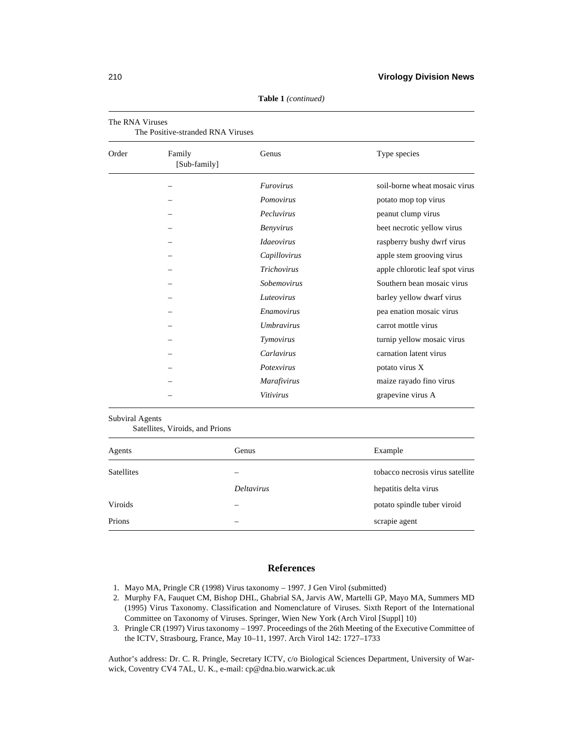**Table 1** *(continued)*

The RNA Viruses
The Positive-stranded RNA Viruses

| Order | Family [Sub-family] | Genus | Type species |
|---|---|---|---|
| | – | *Furovirus* | soil-borne wheat mosaic virus |
| | – | *Pomovirus* | potato mop top virus |
| | – | *Pecluvirus* | peanut clump virus |
| | – | *Benyvirus* | beet necrotic yellow virus |
| | – | *Idaeovirus* | raspberry bushy dwrf virus |
| | – | *Capillovirus* | apple stem grooving virus |
| | – | *Trichovirus* | apple chlorotic leaf spot virus |
| | – | *Sobemovirus* | Southern bean mosaic virus |
| | – | *Luteovirus* | barley yellow dwarf virus |
| | – | *Enamovirus* | pea enation mosaic virus |
| | – | *Umbravirus* | carrot mottle virus |
| | – | *Tymovirus* | turnip yellow mosaic virus |
| | – | *Carlavirus* | carnation latent virus |
| | – | *Potexvirus* | potato virus X |
| | – | *Marafivirus* | maize rayado fino virus |
| | – | *Vitivirus* | grapevine virus A |

Subviral Agents
Satellites, Viroids, and Prions

| Agents | Genus | Example |
|---|---|---|
| Satellites | – | tobacco necrosis virus satellite |
| | *Deltavirus* | hepatitis delta virus |
| Viroids | – | potato spindle tuber viroid |
| Prions | – | scrapie agent |

## References

1. Mayo MA, Pringle CR (1998) Virus taxonomy – 1997. J Gen Virol (submitted)
2. Murphy FA, Fauquet CM, Bishop DHL, Ghabrial SA, Jarvis AW, Martelli GP, Mayo MA, Summers MD (1995) Virus Taxonomy. Classification and Nomenclature of Viruses. Sixth Report of the International Committee on Taxonomy of Viruses. Springer, Wien New York (Arch Virol [Suppl] 10)
3. Pringle CR (1997) Virus taxonomy – 1997. Proceedings of the 26th Meeting of the Executive Committee of the ICTV, Strasbourg, France, May 10–11, 1997. Arch Virol 142: 1727–1733

Author's address: Dr. C. R. Pringle, Secretary ICTV, c/o Biological Sciences Department, University of Warwick, Coventry CV4 7AL, U. K., e-mail: cp@dna.bio.warwick.ac.uk